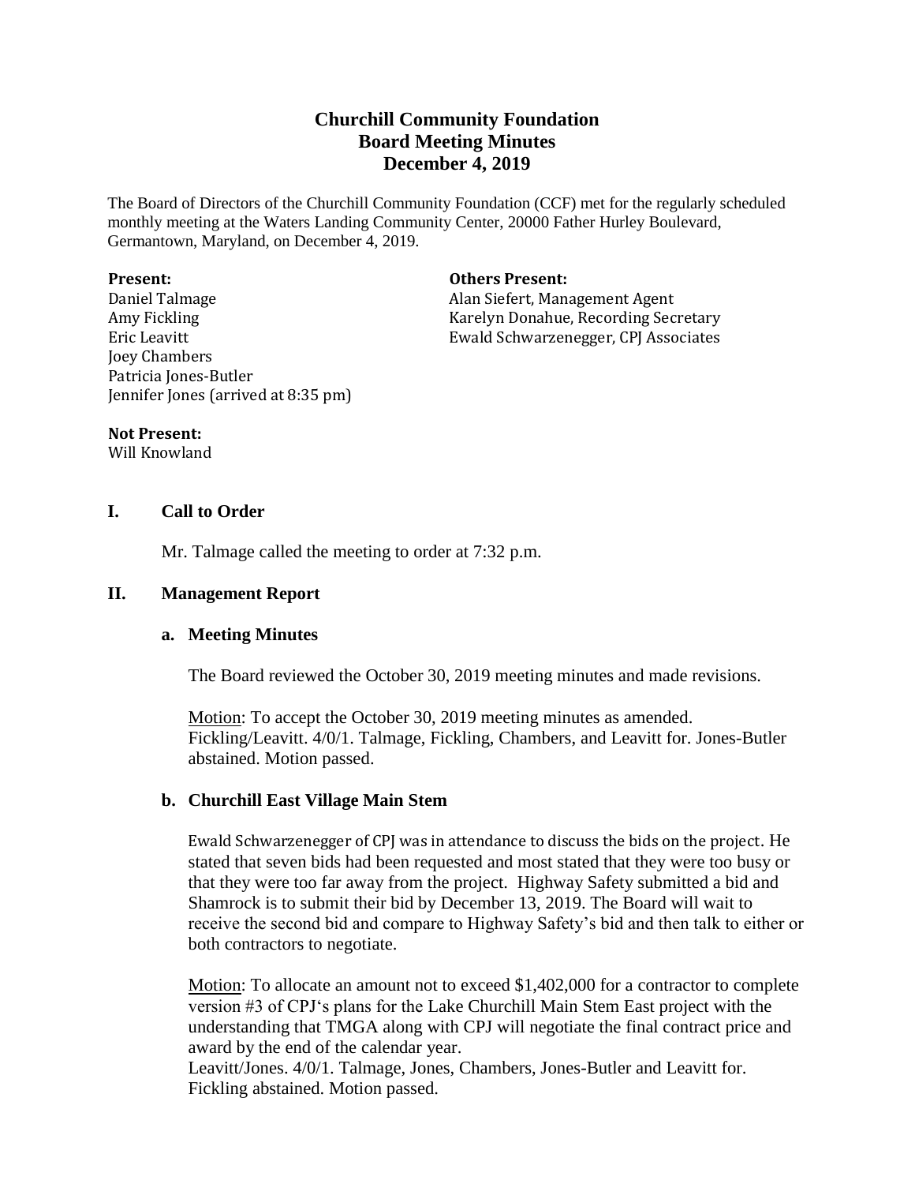# Churchill Community Foundation
## Board Meeting Minutes
## December 4, 2019

The Board of Directors of the Churchill Community Foundation (CCF) met for the regularly scheduled monthly meeting at the Waters Landing Community Center, 20000 Father Hurley Boulevard, Germantown, Maryland, on December 4, 2019.

**Present:**
Daniel Talmage
Amy Fickling
Eric Leavitt
Joey Chambers
Patricia Jones-Butler
Jennifer Jones (arrived at 8:35 pm)

**Others Present:**
Alan Siefert, Management Agent
Karelyn Donahue, Recording Secretary
Ewald Schwarzenegger, CPJ Associates

**Not Present:**
Will Knowland

## I. Call to Order

Mr. Talmage called the meeting to order at 7:32 p.m.

## II. Management Report

### a. Meeting Minutes

The Board reviewed the October 30, 2019 meeting minutes and made revisions.

Motion: To accept the October 30, 2019 meeting minutes as amended. Fickling/Leavitt. 4/0/1. Talmage, Fickling, Chambers, and Leavitt for. Jones-Butler abstained. Motion passed.

### b. Churchill East Village Main Stem

Ewald Schwarzenegger of CPJ was in attendance to discuss the bids on the project. He stated that seven bids had been requested and most stated that they were too busy or that they were too far away from the project. Highway Safety submitted a bid and Shamrock is to submit their bid by December 13, 2019. The Board will wait to receive the second bid and compare to Highway Safety's bid and then talk to either or both contractors to negotiate.

Motion: To allocate an amount not to exceed $1,402,000 for a contractor to complete version #3 of CPJ's plans for the Lake Churchill Main Stem East project with the understanding that TMGA along with CPJ will negotiate the final contract price and award by the end of the calendar year.
Leavitt/Jones. 4/0/1. Talmage, Jones, Chambers, Jones-Butler and Leavitt for. Fickling abstained. Motion passed.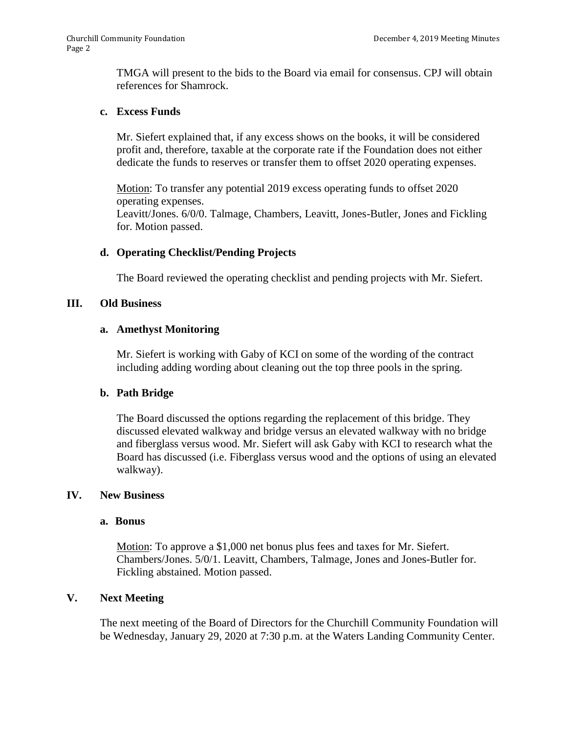TMGA will present to the bids to the Board via email for consensus. CPJ will obtain references for Shamrock.

**c. Excess Funds**

Mr. Siefert explained that, if any excess shows on the books, it will be considered profit and, therefore, taxable at the corporate rate if the Foundation does not either dedicate the funds to reserves or transfer them to offset 2020 operating expenses.

Motion: To transfer any potential 2019 excess operating funds to offset 2020 operating expenses.
Leavitt/Jones. 6/0/0. Talmage, Chambers, Leavitt, Jones-Butler, Jones and Fickling for. Motion passed.

**d. Operating Checklist/Pending Projects**

The Board reviewed the operating checklist and pending projects with Mr. Siefert.

## III. Old Business

**a. Amethyst Monitoring**

Mr. Siefert is working with Gaby of KCI on some of the wording of the contract including adding wording about cleaning out the top three pools in the spring.

**b. Path Bridge**

The Board discussed the options regarding the replacement of this bridge. They discussed elevated walkway and bridge versus an elevated walkway with no bridge and fiberglass versus wood. Mr. Siefert will ask Gaby with KCI to research what the Board has discussed (i.e. Fiberglass versus wood and the options of using an elevated walkway).

## IV. New Business

**a. Bonus**

Motion: To approve a $1,000 net bonus plus fees and taxes for Mr. Siefert.
Chambers/Jones. 5/0/1. Leavitt, Chambers, Talmage, Jones and Jones-Butler for. Fickling abstained. Motion passed.

## V. Next Meeting

The next meeting of the Board of Directors for the Churchill Community Foundation will be Wednesday, January 29, 2020 at 7:30 p.m. at the Waters Landing Community Center.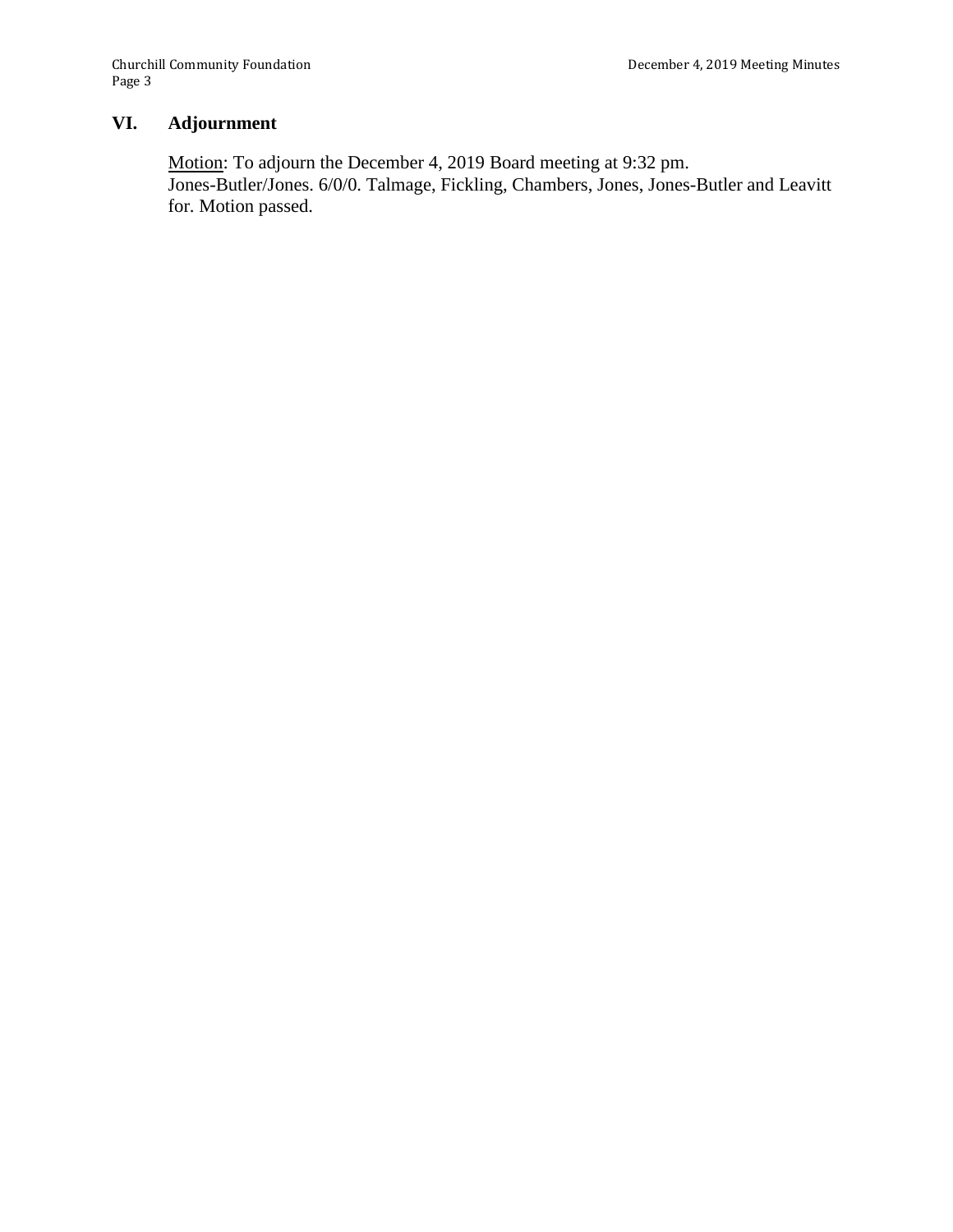## VI. Adjournment

Motion: To adjourn the December 4, 2019 Board meeting at 9:32 pm.
Jones-Butler/Jones. 6/0/0. Talmage, Fickling, Chambers, Jones, Jones-Butler and Leavitt for. Motion passed.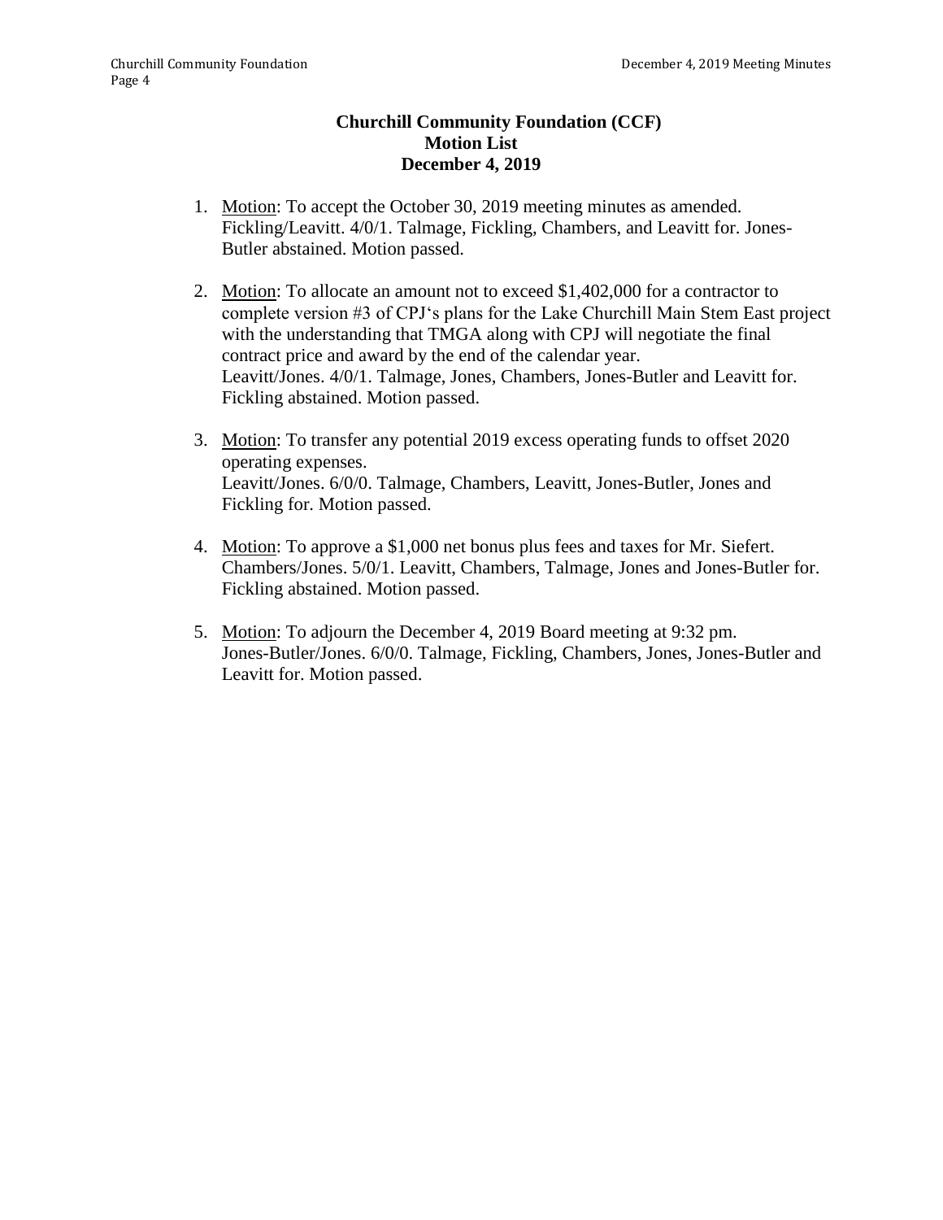**Churchill Community Foundation (CCF)**
**Motion List**
**December 4, 2019**

1. Motion: To accept the October 30, 2019 meeting minutes as amended. Fickling/Leavitt. 4/0/1. Talmage, Fickling, Chambers, and Leavitt for. Jones-Butler abstained. Motion passed.

2. Motion: To allocate an amount not to exceed $1,402,000 for a contractor to complete version #3 of CPJ's plans for the Lake Churchill Main Stem East project with the understanding that TMGA along with CPJ will negotiate the final contract price and award by the end of the calendar year.
   Leavitt/Jones. 4/0/1. Talmage, Jones, Chambers, Jones-Butler and Leavitt for. Fickling abstained. Motion passed.

3. Motion: To transfer any potential 2019 excess operating funds to offset 2020 operating expenses.
   Leavitt/Jones. 6/0/0. Talmage, Chambers, Leavitt, Jones-Butler, Jones and Fickling for. Motion passed.

4. Motion: To approve a $1,000 net bonus plus fees and taxes for Mr. Siefert. Chambers/Jones. 5/0/1. Leavitt, Chambers, Talmage, Jones and Jones-Butler for. Fickling abstained. Motion passed.

5. Motion: To adjourn the December 4, 2019 Board meeting at 9:32 pm. Jones-Butler/Jones. 6/0/0. Talmage, Fickling, Chambers, Jones, Jones-Butler and Leavitt for. Motion passed.